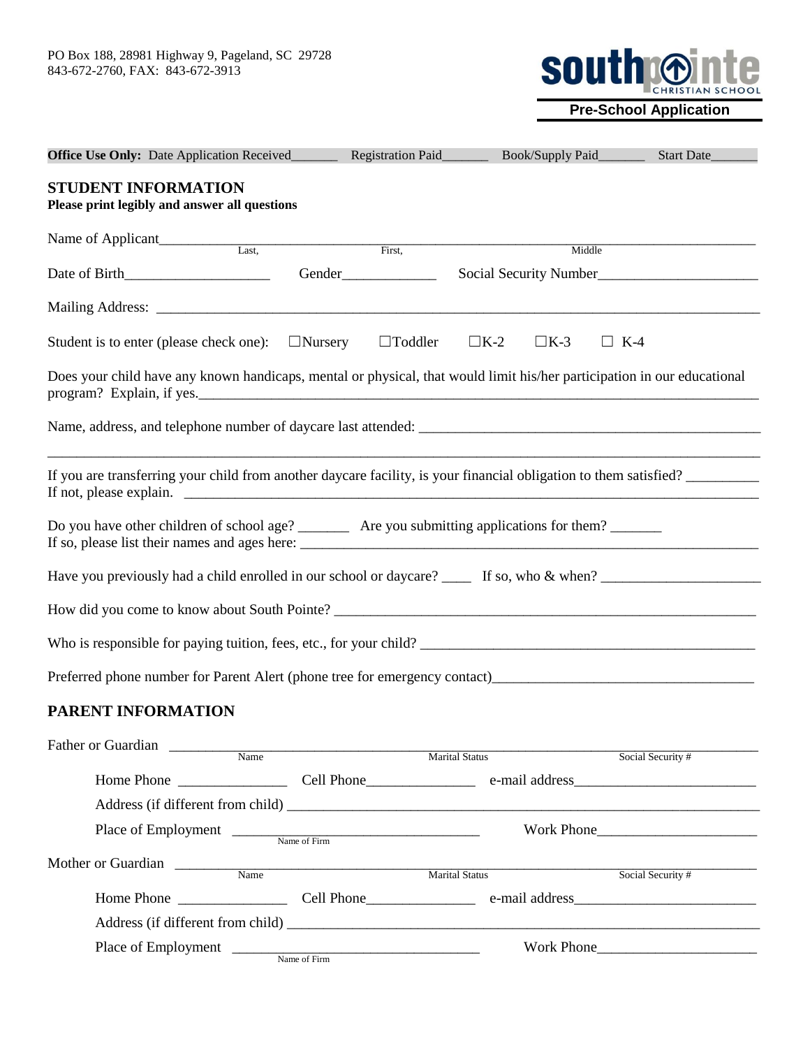PO Box 188, 28981 Highway 9, Pageland, SC 29728
843-672-2760, FAX: 843-672-3913

southpointe CHRISTIAN SCHOOL

**Pre-School Application**

**Office Use Only:** Date Application Received_______ Registration Paid_______ Book/Supply Paid_______ Start Date_______

## STUDENT INFORMATION

**Please print legibly and answer all questions**

Name of Applicant_________________________________________________________________
Last, First, Middle

Date of Birth____________________ Gender_____________ Social Security Number______________________

Mailing Address: ___________________________________________________________________________

Student is to enter (please check one): ☐Nursery ☐Toddler ☐K-2 ☐K-3 ☐ K-4

Does your child have any known handicaps, mental or physical, that would limit his/her participation in our educational program? Explain, if yes.___________________________________________________________________________

Name, address, and telephone number of daycare last attended: _________________________________________________
___________________________________________________________________________________________________

If you are transferring your child from another daycare facility, is your financial obligation to them satisfied? __________
If not, please explain. ___________________________________________________________________________

Do you have other children of school age? _______ Are you submitting applications for them? _______
If so, please list their names and ages here: ___________________________________________________________

Have you previously had a child enrolled in our school or daycare? ____ If so, who & when? ______________________

How did you come to know about South Pointe? _____________________________________________________________

Who is responsible for paying tuition, fees, etc., for your child? _______________________________________________

Preferred phone number for Parent Alert (phone tree for emergency contact)____________________________________

## PARENT INFORMATION

Father or Guardian ______________________________________________________________________________
Name Marital Status Social Security #

Home Phone _______________ Cell Phone_______________ e-mail address_________________________

Address (if different from child) _____________________________________________________________

Place of Employment __________________________________ Work Phone______________________
Name of Firm

Mother or Guardian ______________________________________________________________________________
Name Marital Status Social Security #

Home Phone _______________ Cell Phone_______________ e-mail address_________________________

Address (if different from child) _____________________________________________________________

Place of Employment __________________________________ Work Phone______________________
Name of Firm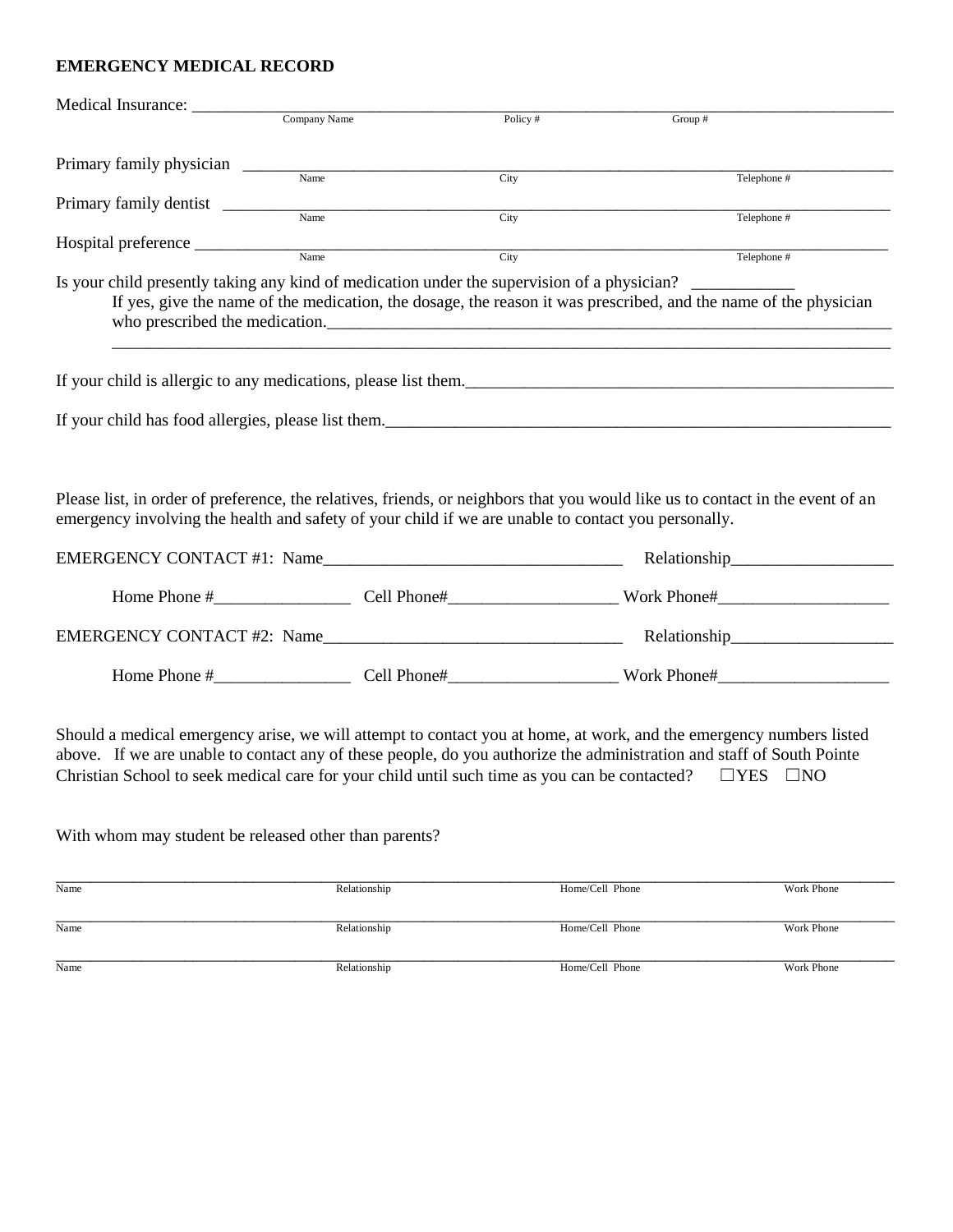**EMERGENCY MEDICAL RECORD**

Medical Insurance: ______________________________________________________________________________
Company Name | Policy # | Group #

Primary family physician ________________________________________________________________________
Name | City | Telephone #

Primary family dentist __________________________________________________________________________
Name | City | Telephone #

Hospital preference _____________________________________________________________________________
Name | City | Telephone #

Is your child presently taking any kind of medication under the supervision of a physician? ____________

If yes, give the name of the medication, the dosage, the reason it was prescribed, and the name of the physician who prescribed the medication.______________________________________________________________________
_________________________________________________________________________________________

If your child is allergic to any medications, please list them.__________________________________________________

If your child has food allergies, please list them._______________________________________________________________

Please list, in order of preference, the relatives, friends, or neighbors that you would like us to contact in the event of an emergency involving the health and safety of your child if we are unable to contact you personally.

EMERGENCY CONTACT #1: Name___________________________________ Relationship___________________

Home Phone #________________ Cell Phone#____________________ Work Phone#____________________

EMERGENCY CONTACT #2: Name___________________________________ Relationship___________________

Home Phone #________________ Cell Phone#____________________ Work Phone#____________________

Should a medical emergency arise, we will attempt to contact you at home, at work, and the emergency numbers listed above. If we are unable to contact any of these people, do you authorize the administration and staff of South Pointe Christian School to seek medical care for your child until such time as you can be contacted? ☐YES ☐NO

With whom may student be released other than parents?

| Name | Relationship | Home/Cell Phone | Work Phone |
|---|---|---|---|
| | | | |
| | | | |
| | | | |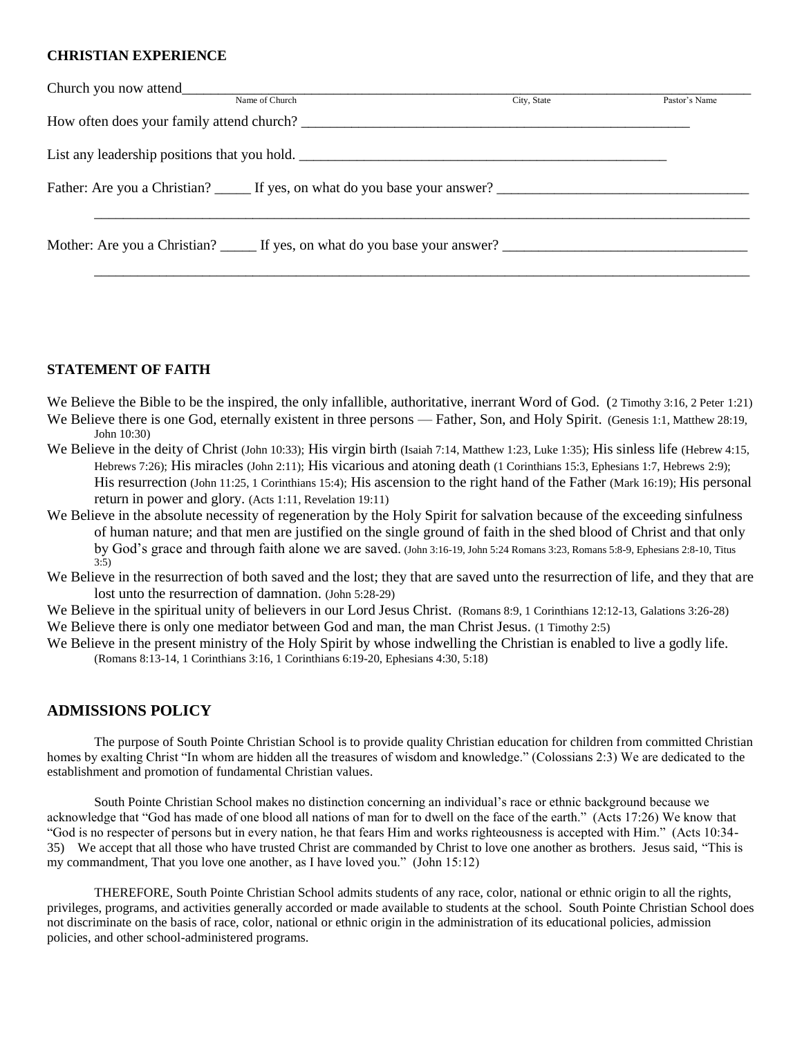**CHRISTIAN EXPERIENCE**

Church you now attend\_\_\_\_\_\_\_\_\_\_\_\_\_\_\_\_\_\_\_\_\_\_\_\_\_\_\_\_\_\_\_\_\_\_\_\_\_\_\_\_\_\_\_\_\_\_\_\_\_\_\_\_\_\_\_\_\_\_\_\_\_\_\_\_\_\_\_\_\_\_

Name of Church    City, State    Pastor's Name

How often does your family attend church? \_\_\_\_\_\_\_\_\_\_\_\_\_\_\_\_\_\_\_\_\_\_\_\_\_\_\_\_\_\_\_\_\_\_\_\_\_\_\_\_\_\_\_\_\_\_\_\_\_\_\_\_\_\_\_

List any leadership positions that you hold. \_\_\_\_\_\_\_\_\_\_\_\_\_\_\_\_\_\_\_\_\_\_\_\_\_\_\_\_\_\_\_\_\_\_\_\_\_\_\_\_\_\_\_\_\_\_\_\_\_\_

Father: Are you a Christian? \_\_\_\_\_ If yes, on what do you base your answer? \_\_\_\_\_\_\_\_\_\_\_\_\_\_\_\_\_\_\_\_\_\_\_\_\_\_\_\_\_\_\_\_\_\_\_

\_\_\_\_\_\_\_\_\_\_\_\_\_\_\_\_\_\_\_\_\_\_\_\_\_\_\_\_\_\_\_\_\_\_\_\_\_\_\_\_\_\_\_\_\_\_\_\_\_\_\_\_\_\_\_\_\_\_\_\_\_\_\_\_\_\_\_\_\_\_\_\_\_\_\_\_\_\_\_\_\_\_\_\_\_\_\_\_\_\_\_\_\_\_

Mother: Are you a Christian? \_\_\_\_\_ If yes, on what do you base your answer? \_\_\_\_\_\_\_\_\_\_\_\_\_\_\_\_\_\_\_\_\_\_\_\_\_\_\_\_\_\_\_\_\_\_

\_\_\_\_\_\_\_\_\_\_\_\_\_\_\_\_\_\_\_\_\_\_\_\_\_\_\_\_\_\_\_\_\_\_\_\_\_\_\_\_\_\_\_\_\_\_\_\_\_\_\_\_\_\_\_\_\_\_\_\_\_\_\_\_\_\_\_\_\_\_\_\_\_\_\_\_\_\_\_\_\_\_\_\_\_\_\_\_\_\_\_\_\_\_

**STATEMENT OF FAITH**

We Believe the Bible to be the inspired, the only infallible, authoritative, inerrant Word of God. (2 Timothy 3:16, 2 Peter 1:21)

We Believe there is one God, eternally existent in three persons — Father, Son, and Holy Spirit. (Genesis 1:1, Matthew 28:19, John 10:30)

We Believe in the deity of Christ (John 10:33); His virgin birth (Isaiah 7:14, Matthew 1:23, Luke 1:35); His sinless life (Hebrew 4:15, Hebrews 7:26); His miracles (John 2:11); His vicarious and atoning death (1 Corinthians 15:3, Ephesians 1:7, Hebrews 2:9); His resurrection (John 11:25, 1 Corinthians 15:4); His ascension to the right hand of the Father (Mark 16:19); His personal return in power and glory. (Acts 1:11, Revelation 19:11)

We Believe in the absolute necessity of regeneration by the Holy Spirit for salvation because of the exceeding sinfulness of human nature; and that men are justified on the single ground of faith in the shed blood of Christ and that only by God's grace and through faith alone we are saved. (John 3:16-19, John 5:24 Romans 3:23, Romans 5:8-9, Ephesians 2:8-10, Titus 3:5)

We Believe in the resurrection of both saved and the lost; they that are saved unto the resurrection of life, and they that are lost unto the resurrection of damnation. (John 5:28-29)

We Believe in the spiritual unity of believers in our Lord Jesus Christ. (Romans 8:9, 1 Corinthians 12:12-13, Galations 3:26-28)

We Believe there is only one mediator between God and man, the man Christ Jesus. (1 Timothy 2:5)

We Believe in the present ministry of the Holy Spirit by whose indwelling the Christian is enabled to live a godly life. (Romans 8:13-14, 1 Corinthians 3:16, 1 Corinthians 6:19-20, Ephesians 4:30, 5:18)

## ADMISSIONS POLICY

The purpose of South Pointe Christian School is to provide quality Christian education for children from committed Christian homes by exalting Christ "In whom are hidden all the treasures of wisdom and knowledge." (Colossians 2:3) We are dedicated to the establishment and promotion of fundamental Christian values.

South Pointe Christian School makes no distinction concerning an individual's race or ethnic background because we acknowledge that "God has made of one blood all nations of man for to dwell on the face of the earth." (Acts 17:26) We know that "God is no respecter of persons but in every nation, he that fears Him and works righteousness is accepted with Him." (Acts 10:34-35) We accept that all those who have trusted Christ are commanded by Christ to love one another as brothers. Jesus said, "This is my commandment, That you love one another, as I have loved you." (John 15:12)

THEREFORE, South Pointe Christian School admits students of any race, color, national or ethnic origin to all the rights, privileges, programs, and activities generally accorded or made available to students at the school. South Pointe Christian School does not discriminate on the basis of race, color, national or ethnic origin in the administration of its educational policies, admission policies, and other school-administered programs.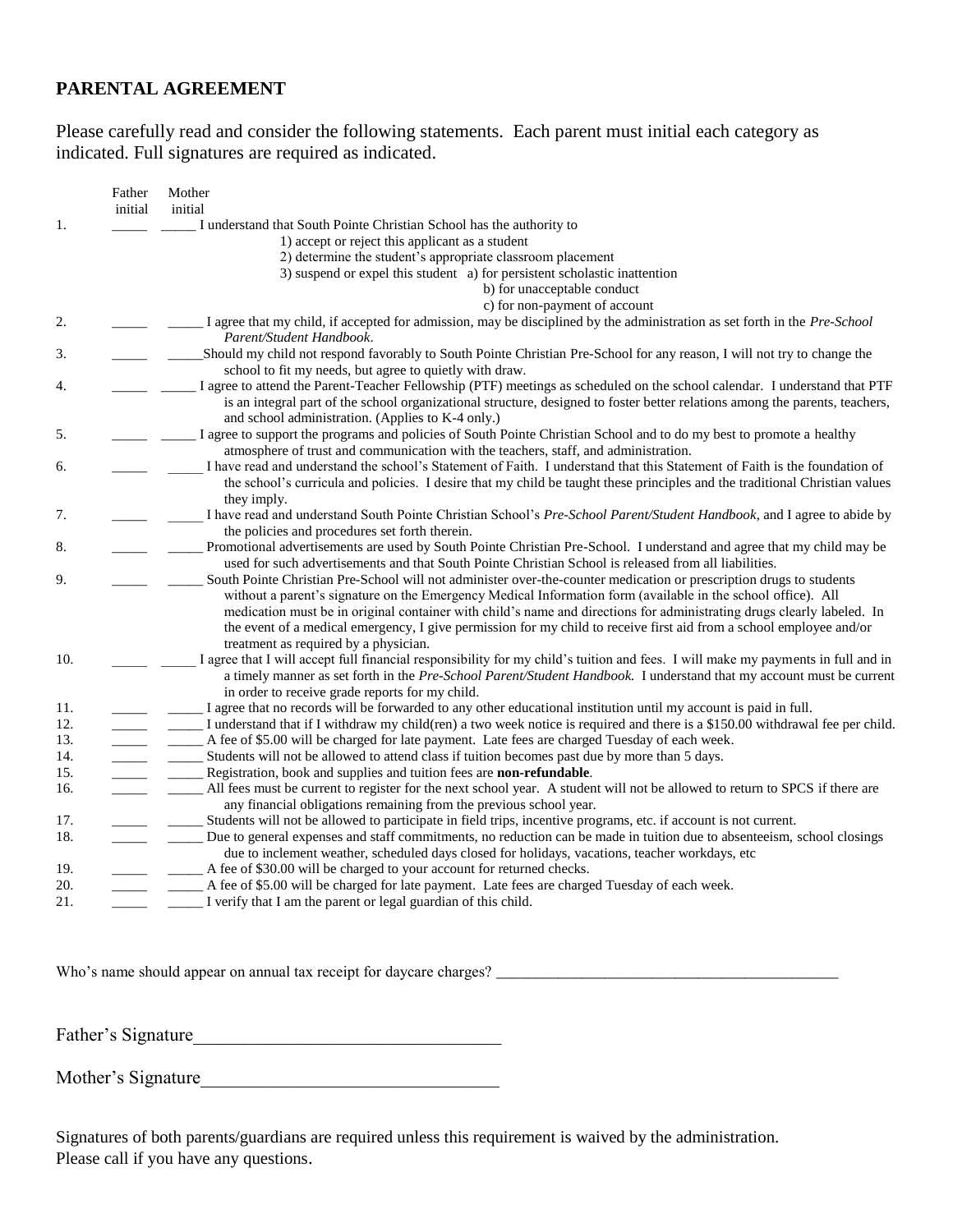## PARENTAL AGREEMENT

Please carefully read and consider the following statements. Each parent must initial each category as indicated. Full signatures are required as indicated.

| | Father initial | Mother initial | |
|---|---|---|---|
| 1. | _____ | _____ | I understand that South Pointe Christian School has the authority to<br>1) accept or reject this applicant as a student<br>2) determine the student's appropriate classroom placement<br>3) suspend or expel this student a) for persistent scholastic inattention<br>b) for unacceptable conduct<br>c) for non-payment of account |
| 2. | _____ | _____ | I agree that my child, if accepted for admission, may be disciplined by the administration as set forth in the *Pre-School Parent/Student Handbook*. |
| 3. | _____ | _____ | Should my child not respond favorably to South Pointe Christian Pre-School for any reason, I will not try to change the school to fit my needs, but agree to quietly with draw. |
| 4. | _____ | _____ | I agree to attend the Parent-Teacher Fellowship (PTF) meetings as scheduled on the school calendar. I understand that PTF is an integral part of the school organizational structure, designed to foster better relations among the parents, teachers, and school administration. (Applies to K-4 only.) |
| 5. | _____ | _____ | I agree to support the programs and policies of South Pointe Christian School and to do my best to promote a healthy atmosphere of trust and communication with the teachers, staff, and administration. |
| 6. | _____ | _____ | I have read and understand the school's Statement of Faith. I understand that this Statement of Faith is the foundation of the school's curricula and policies. I desire that my child be taught these principles and the traditional Christian values they imply. |
| 7. | _____ | _____ | I have read and understand South Pointe Christian School's *Pre-School Parent/Student Handbook*, and I agree to abide by the policies and procedures set forth therein. |
| 8. | _____ | _____ | Promotional advertisements are used by South Pointe Christian Pre-School. I understand and agree that my child may be used for such advertisements and that South Pointe Christian School is released from all liabilities. |
| 9. | _____ | _____ | South Pointe Christian Pre-School will not administer over-the-counter medication or prescription drugs to students without a parent's signature on the Emergency Medical Information form (available in the school office). All medication must be in original container with child's name and directions for administrating drugs clearly labeled. In the event of a medical emergency, I give permission for my child to receive first aid from a school employee and/or treatment as required by a physician. |
| 10. | _____ | _____ | I agree that I will accept full financial responsibility for my child's tuition and fees. I will make my payments in full and in a timely manner as set forth in the *Pre-School Parent/Student Handbook.* I understand that my account must be current in order to receive grade reports for my child. |
| 11. | _____ | _____ | I agree that no records will be forwarded to any other educational institution until my account is paid in full. |
| 12. | _____ | _____ | I understand that if I withdraw my child(ren) a two week notice is required and there is a $150.00 withdrawal fee per child. |
| 13. | _____ | _____ | A fee of $5.00 will be charged for late payment. Late fees are charged Tuesday of each week. |
| 14. | _____ | _____ | Students will not be allowed to attend class if tuition becomes past due by more than 5 days. |
| 15. | _____ | _____ | Registration, book and supplies and tuition fees are **non-refundable**. |
| 16. | _____ | _____ | All fees must be current to register for the next school year. A student will not be allowed to return to SPCS if there are any financial obligations remaining from the previous school year. |
| 17. | _____ | _____ | Students will not be allowed to participate in field trips, incentive programs, etc. if account is not current. |
| 18. | _____ | _____ | Due to general expenses and staff commitments, no reduction can be made in tuition due to absenteeism, school closings due to inclement weather, scheduled days closed for holidays, vacations, teacher workdays, etc |
| 19. | _____ | _____ | A fee of $30.00 will be charged to your account for returned checks. |
| 20. | _____ | _____ | A fee of $5.00 will be charged for late payment. Late fees are charged Tuesday of each week. |
| 21. | _____ | _____ | I verify that I am the parent or legal guardian of this child. |

Who's name should appear on annual tax receipt for daycare charges? _____________________________________________

Father's Signature__________________________________

Mother's Signature________________________________

Signatures of both parents/guardians are required unless this requirement is waived by the administration.
Please call if you have any questions.